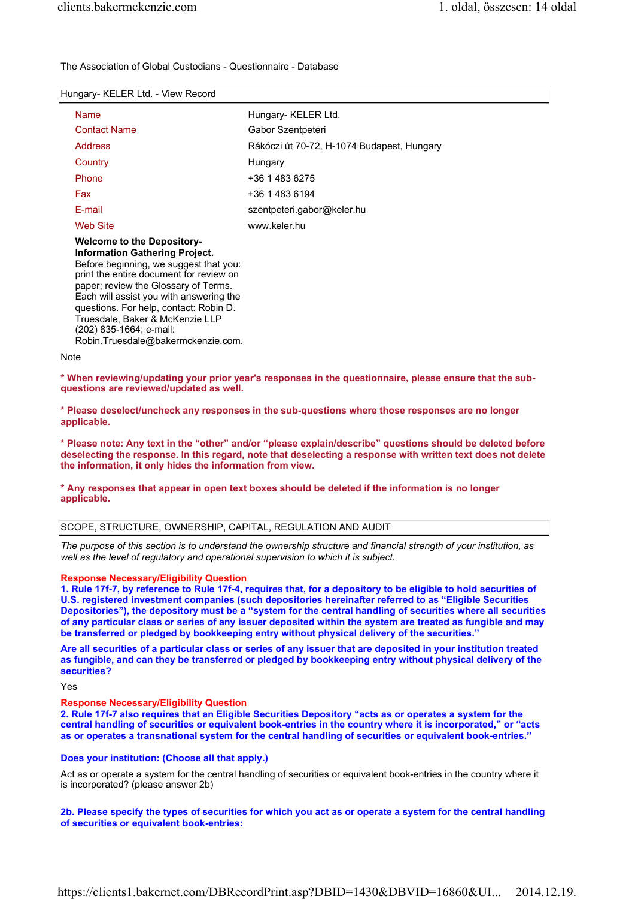The Association of Global Custodians - Questionnaire - Database

## Hungary- KELER Ltd. - View Record

| | |
|---|---|
| Name | Hungary- KELER Ltd. |
| Contact Name | Gabor Szentpeteri |
| Address | Rákóczi út 70-72, H-1074 Budapest, Hungary |
| Country | Hungary |
| Phone | +36 1 483 6275 |
| Fax | +36 1 483 6194 |
| E-mail | szentpeteri.gabor@keler.hu |
| Web Site | www.keler.hu |

**Welcome to the Depository-Information Gathering Project.**
Before beginning, we suggest that you: print the entire document for review on paper; review the Glossary of Terms. Each will assist you with answering the questions. For help, contact: Robin D. Truesdale, Baker & McKenzie LLP (202) 835-1664; e-mail: Robin.Truesdale@bakermckenzie.com.

Note

**\* When reviewing/updating your prior year's responses in the questionnaire, please ensure that the sub-questions are reviewed/updated as well.**

**\* Please deselect/uncheck any responses in the sub-questions where those responses are no longer applicable.**

**\* Please note: Any text in the "other" and/or "please explain/describe" questions should be deleted before deselecting the response. In this regard, note that deselecting a response with written text does not delete the information, it only hides the information from view.**

**\* Any responses that appear in open text boxes should be deleted if the information is no longer applicable.**

## SCOPE, STRUCTURE, OWNERSHIP, CAPITAL, REGULATION AND AUDIT

*The purpose of this section is to understand the ownership structure and financial strength of your institution, as well as the level of regulatory and operational supervision to which it is subject.*

**Response Necessary/Eligibility Question**

**1. Rule 17f-7, by reference to Rule 17f-4, requires that, for a depository to be eligible to hold securities of U.S. registered investment companies (such depositories hereinafter referred to as "Eligible Securities Depositories"), the depository must be a "system for the central handling of securities where all securities of any particular class or series of any issuer deposited within the system are treated as fungible and may be transferred or pledged by bookkeeping entry without physical delivery of the securities."**

**Are all securities of a particular class or series of any issuer that are deposited in your institution treated as fungible, and can they be transferred or pledged by bookkeeping entry without physical delivery of the securities?**

Yes

**Response Necessary/Eligibility Question**

**2. Rule 17f-7 also requires that an Eligible Securities Depository "acts as or operates a system for the central handling of securities or equivalent book-entries in the country where it is incorporated," or "acts as or operates a transnational system for the central handling of securities or equivalent book-entries."**

**Does your institution: (Choose all that apply.)**

Act as or operate a system for the central handling of securities or equivalent book-entries in the country where it is incorporated? (please answer 2b)

**2b. Please specify the types of securities for which you act as or operate a system for the central handling of securities or equivalent book-entries:**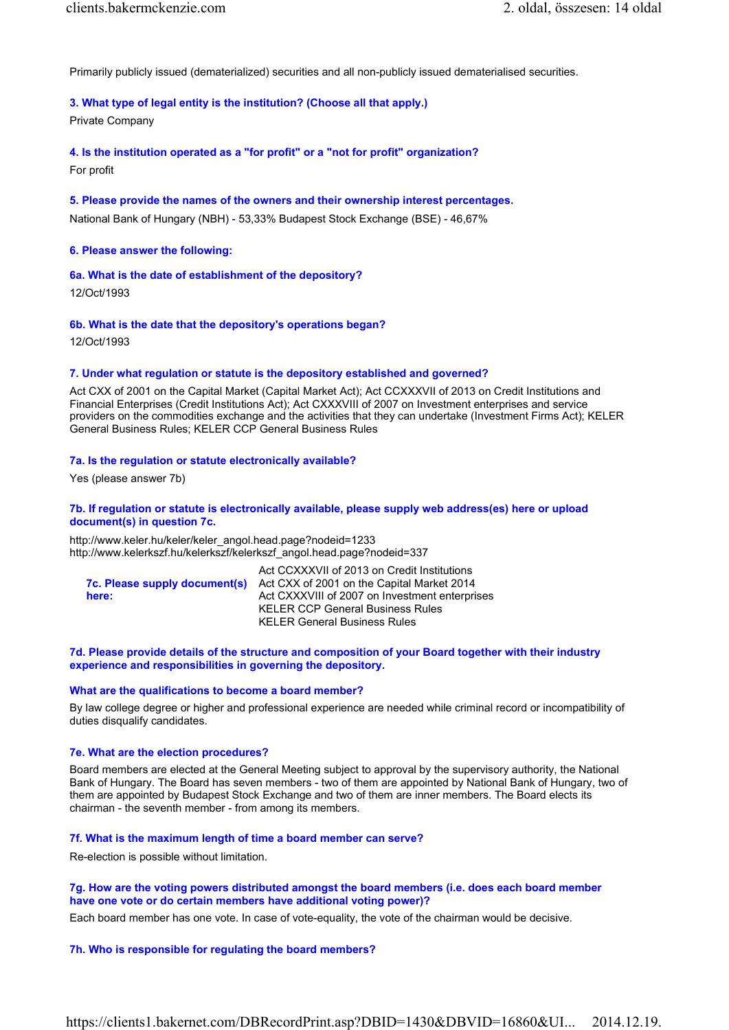Primarily publicly issued (dematerialized) securities and all non-publicly issued dematerialised securities.

**3. What type of legal entity is the institution? (Choose all that apply.)**

Private Company

**4. Is the institution operated as a "for profit" or a "not for profit" organization?**

For profit

**5. Please provide the names of the owners and their ownership interest percentages.**

National Bank of Hungary (NBH) - 53,33% Budapest Stock Exchange (BSE) - 46,67%

**6. Please answer the following:**

**6a. What is the date of establishment of the depository?**

12/Oct/1993

**6b. What is the date that the depository's operations began?**

12/Oct/1993

**7. Under what regulation or statute is the depository established and governed?**

Act CXX of 2001 on the Capital Market (Capital Market Act); Act CCXXXVII of 2013 on Credit Institutions and Financial Enterprises (Credit Institutions Act); Act CXXXVIII of 2007 on Investment enterprises and service providers on the commodities exchange and the activities that they can undertake (Investment Firms Act); KELER General Business Rules; KELER CCP General Business Rules

**7a. Is the regulation or statute electronically available?**

Yes (please answer 7b)

**7b. If regulation or statute is electronically available, please supply web address(es) here or upload document(s) in question 7c.**

http://www.keler.hu/keler/keler_angol.head.page?nodeid=1233
http://www.kelerkszf.hu/kelerkszf/kelerkszf_angol.head.page?nodeid=337

**7c. Please supply document(s) here:**

Act CCXXXVII of 2013 on Credit Institutions
Act CXX of 2001 on the Capital Market 2014
Act CXXXVIII of 2007 on Investment enterprises
KELER CCP General Business Rules
KELER General Business Rules

**7d. Please provide details of the structure and composition of your Board together with their industry experience and responsibilities in governing the depository.**

**What are the qualifications to become a board member?**

By law college degree or higher and professional experience are needed while criminal record or incompatibility of duties disqualify candidates.

**7e. What are the election procedures?**

Board members are elected at the General Meeting subject to approval by the supervisory authority, the National Bank of Hungary. The Board has seven members - two of them are appointed by National Bank of Hungary, two of them are appointed by Budapest Stock Exchange and two of them are inner members. The Board elects its chairman - the seventh member - from among its members.

**7f. What is the maximum length of time a board member can serve?**

Re-election is possible without limitation.

**7g. How are the voting powers distributed amongst the board members (i.e. does each board member have one vote or do certain members have additional voting power)?**

Each board member has one vote. In case of vote-equality, the vote of the chairman would be decisive.

**7h. Who is responsible for regulating the board members?**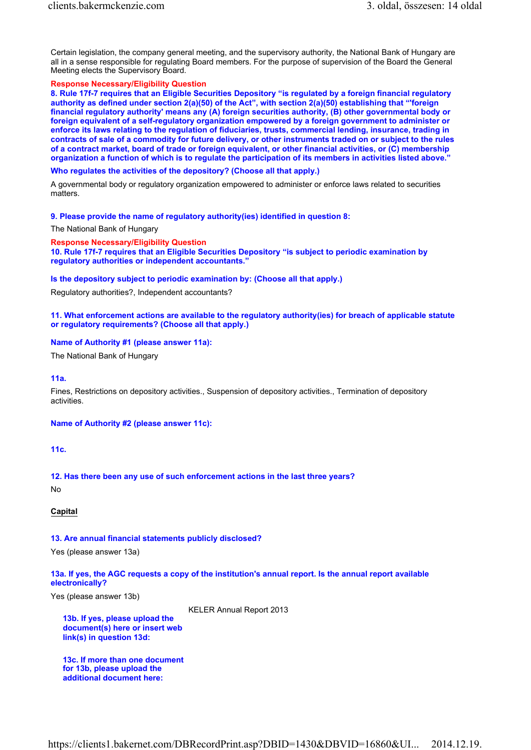Certain legislation, the company general meeting, and the supervisory authority, the National Bank of Hungary are all in a sense responsible for regulating Board members. For the purpose of supervision of the Board the General Meeting elects the Supervisory Board.

**Response Necessary/Eligibility Question**

**8. Rule 17f-7 requires that an Eligible Securities Depository "is regulated by a foreign financial regulatory authority as defined under section 2(a)(50) of the Act", with section 2(a)(50) establishing that "'foreign financial regulatory authority' means any (A) foreign securities authority, (B) other governmental body or foreign equivalent of a self-regulatory organization empowered by a foreign government to administer or enforce its laws relating to the regulation of fiduciaries, trusts, commercial lending, insurance, trading in contracts of sale of a commodity for future delivery, or other instruments traded on or subject to the rules of a contract market, board of trade or foreign equivalent, or other financial activities, or (C) membership organization a function of which is to regulate the participation of its members in activities listed above."**

**Who regulates the activities of the depository? (Choose all that apply.)**

A governmental body or regulatory organization empowered to administer or enforce laws related to securities matters.

**9. Please provide the name of regulatory authority(ies) identified in question 8:**

The National Bank of Hungary

**Response Necessary/Eligibility Question**

**10. Rule 17f-7 requires that an Eligible Securities Depository "is subject to periodic examination by regulatory authorities or independent accountants."**

**Is the depository subject to periodic examination by: (Choose all that apply.)**

Regulatory authorities?, Independent accountants?

**11. What enforcement actions are available to the regulatory authority(ies) for breach of applicable statute or regulatory requirements? (Choose all that apply.)**

**Name of Authority #1 (please answer 11a):**

The National Bank of Hungary

**11a.**

Fines, Restrictions on depository activities., Suspension of depository activities., Termination of depository activities.

**Name of Authority #2 (please answer 11c):**

**11c.**

**12. Has there been any use of such enforcement actions in the last three years?**

No

## Capital

**13. Are annual financial statements publicly disclosed?**

Yes (please answer 13a)

**13a. If yes, the AGC requests a copy of the institution's annual report. Is the annual report available electronically?**

Yes (please answer 13b)

**13b. If yes, please upload the document(s) here or insert web link(s) in question 13d:**

KELER Annual Report 2013

**13c. If more than one document for 13b, please upload the additional document here:**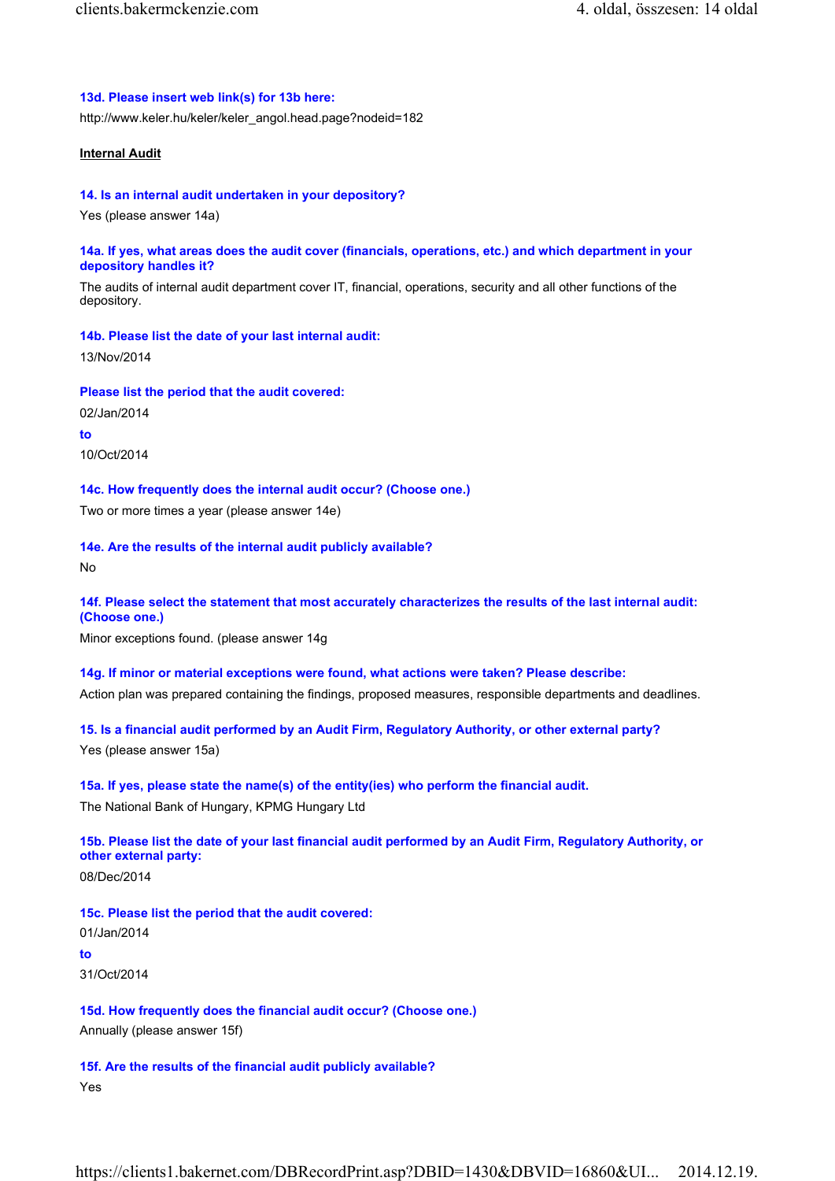**13d. Please insert web link(s) for 13b here:**

http://www.keler.hu/keler/keler_angol.head.page?nodeid=182

**Internal Audit**

**14. Is an internal audit undertaken in your depository?**

Yes (please answer 14a)

**14a. If yes, what areas does the audit cover (financials, operations, etc.) and which department in your depository handles it?**

The audits of internal audit department cover IT, financial, operations, security and all other functions of the depository.

**14b. Please list the date of your last internal audit:**

13/Nov/2014

**Please list the period that the audit covered:**

02/Jan/2014

**to**

10/Oct/2014

**14c. How frequently does the internal audit occur? (Choose one.)**

Two or more times a year (please answer 14e)

**14e. Are the results of the internal audit publicly available?**

No

**14f. Please select the statement that most accurately characterizes the results of the last internal audit: (Choose one.)**

Minor exceptions found. (please answer 14g

**14g. If minor or material exceptions were found, what actions were taken? Please describe:**

Action plan was prepared containing the findings, proposed measures, responsible departments and deadlines.

**15. Is a financial audit performed by an Audit Firm, Regulatory Authority, or other external party?**

Yes (please answer 15a)

**15a. If yes, please state the name(s) of the entity(ies) who perform the financial audit.**

The National Bank of Hungary, KPMG Hungary Ltd

**15b. Please list the date of your last financial audit performed by an Audit Firm, Regulatory Authority, or other external party:**

08/Dec/2014

**15c. Please list the period that the audit covered:**

01/Jan/2014

**to**

31/Oct/2014

**15d. How frequently does the financial audit occur? (Choose one.)**

Annually (please answer 15f)

**15f. Are the results of the financial audit publicly available?**

Yes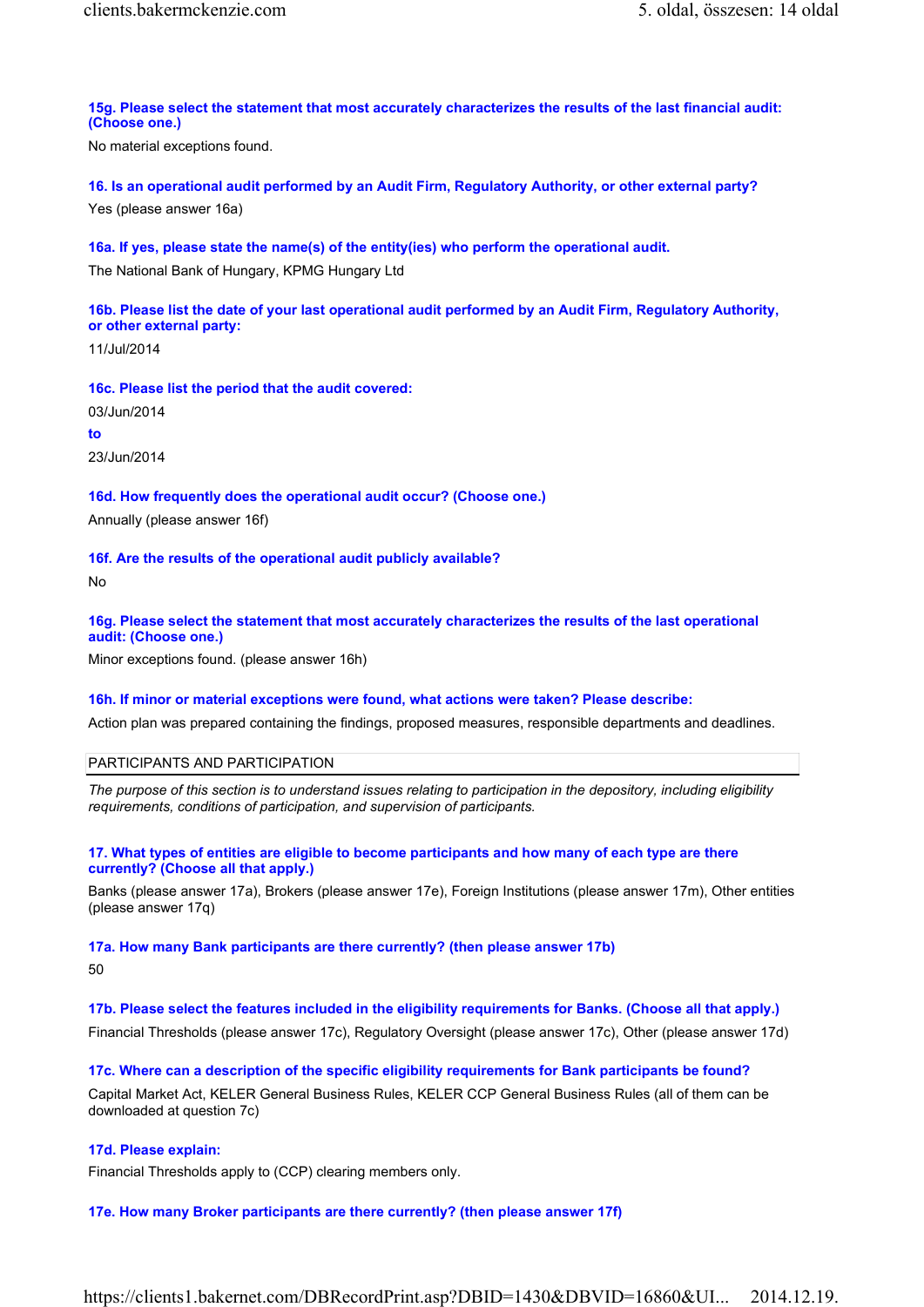**15g. Please select the statement that most accurately characterizes the results of the last financial audit: (Choose one.)**

No material exceptions found.

**16. Is an operational audit performed by an Audit Firm, Regulatory Authority, or other external party?**

Yes (please answer 16a)

**16a. If yes, please state the name(s) of the entity(ies) who perform the operational audit.**

The National Bank of Hungary, KPMG Hungary Ltd

**16b. Please list the date of your last operational audit performed by an Audit Firm, Regulatory Authority, or other external party:**

11/Jul/2014

**16c. Please list the period that the audit covered:**

03/Jun/2014

**to**

23/Jun/2014

**16d. How frequently does the operational audit occur? (Choose one.)**

Annually (please answer 16f)

**16f. Are the results of the operational audit publicly available?**

No

**16g. Please select the statement that most accurately characterizes the results of the last operational audit: (Choose one.)**

Minor exceptions found. (please answer 16h)

**16h. If minor or material exceptions were found, what actions were taken? Please describe:**

Action plan was prepared containing the findings, proposed measures, responsible departments and deadlines.

## PARTICIPANTS AND PARTICIPATION

*The purpose of this section is to understand issues relating to participation in the depository, including eligibility requirements, conditions of participation, and supervision of participants.*

**17. What types of entities are eligible to become participants and how many of each type are there currently? (Choose all that apply.)**

Banks (please answer 17a), Brokers (please answer 17e), Foreign Institutions (please answer 17m), Other entities (please answer 17q)

**17a. How many Bank participants are there currently? (then please answer 17b)**

50

**17b. Please select the features included in the eligibility requirements for Banks. (Choose all that apply.)**

Financial Thresholds (please answer 17c), Regulatory Oversight (please answer 17c), Other (please answer 17d)

**17c. Where can a description of the specific eligibility requirements for Bank participants be found?**

Capital Market Act, KELER General Business Rules, KELER CCP General Business Rules (all of them can be downloaded at question 7c)

**17d. Please explain:**

Financial Thresholds apply to (CCP) clearing members only.

**17e. How many Broker participants are there currently? (then please answer 17f)**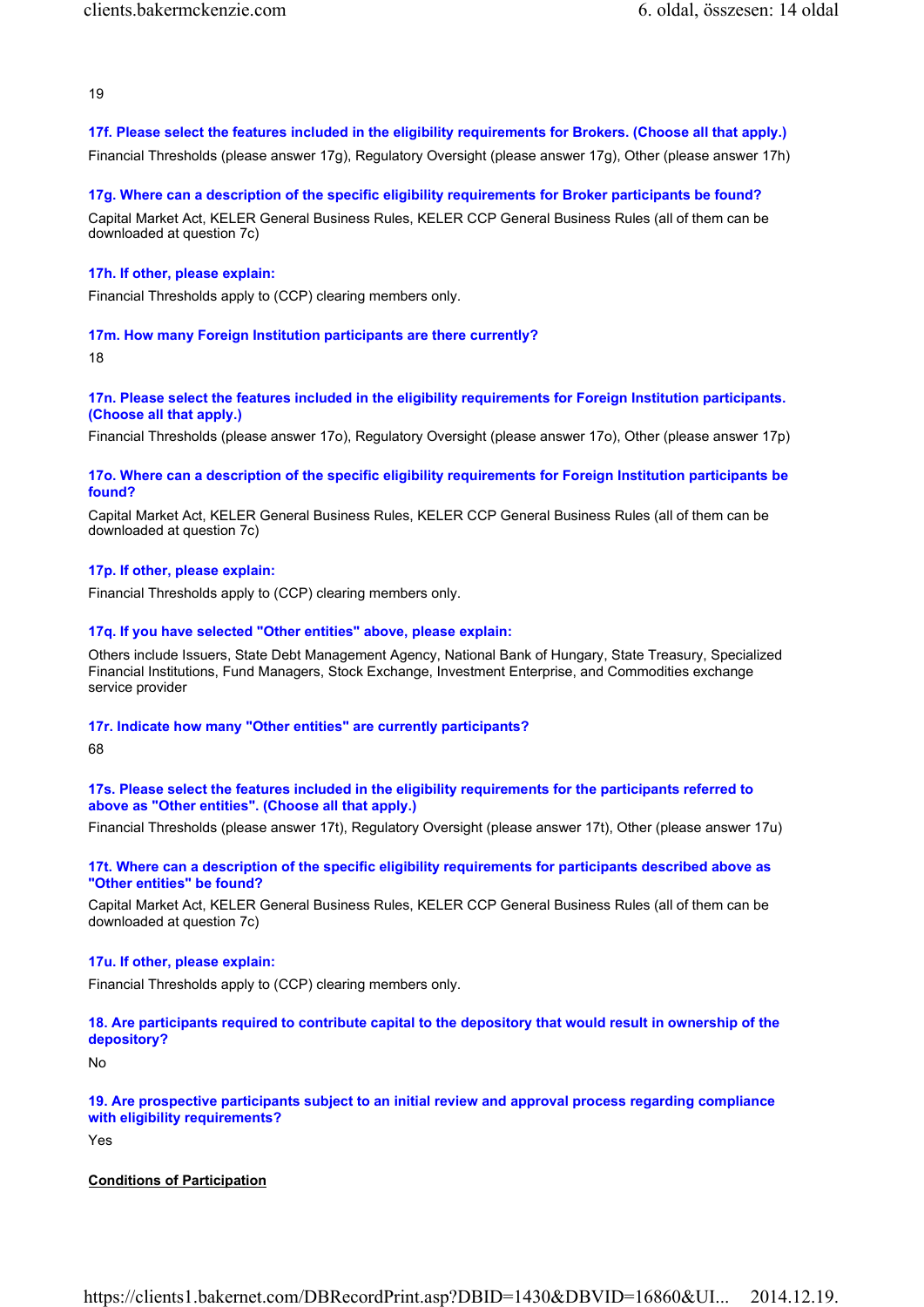19

**17f. Please select the features included in the eligibility requirements for Brokers. (Choose all that apply.)**

Financial Thresholds (please answer 17g), Regulatory Oversight (please answer 17g), Other (please answer 17h)

**17g. Where can a description of the specific eligibility requirements for Broker participants be found?**

Capital Market Act, KELER General Business Rules, KELER CCP General Business Rules (all of them can be downloaded at question 7c)

**17h. If other, please explain:**

Financial Thresholds apply to (CCP) clearing members only.

**17m. How many Foreign Institution participants are there currently?**

18

**17n. Please select the features included in the eligibility requirements for Foreign Institution participants. (Choose all that apply.)**

Financial Thresholds (please answer 17o), Regulatory Oversight (please answer 17o), Other (please answer 17p)

**17o. Where can a description of the specific eligibility requirements for Foreign Institution participants be found?**

Capital Market Act, KELER General Business Rules, KELER CCP General Business Rules (all of them can be downloaded at question 7c)

**17p. If other, please explain:**

Financial Thresholds apply to (CCP) clearing members only.

**17q. If you have selected "Other entities" above, please explain:**

Others include Issuers, State Debt Management Agency, National Bank of Hungary, State Treasury, Specialized Financial Institutions, Fund Managers, Stock Exchange, Investment Enterprise, and Commodities exchange service provider

**17r. Indicate how many "Other entities" are currently participants?**

68

**17s. Please select the features included in the eligibility requirements for the participants referred to above as "Other entities". (Choose all that apply.)**

Financial Thresholds (please answer 17t), Regulatory Oversight (please answer 17t), Other (please answer 17u)

**17t. Where can a description of the specific eligibility requirements for participants described above as "Other entities" be found?**

Capital Market Act, KELER General Business Rules, KELER CCP General Business Rules (all of them can be downloaded at question 7c)

**17u. If other, please explain:**

Financial Thresholds apply to (CCP) clearing members only.

**18. Are participants required to contribute capital to the depository that would result in ownership of the depository?**

No

**19. Are prospective participants subject to an initial review and approval process regarding compliance with eligibility requirements?**

Yes

**Conditions of Participation**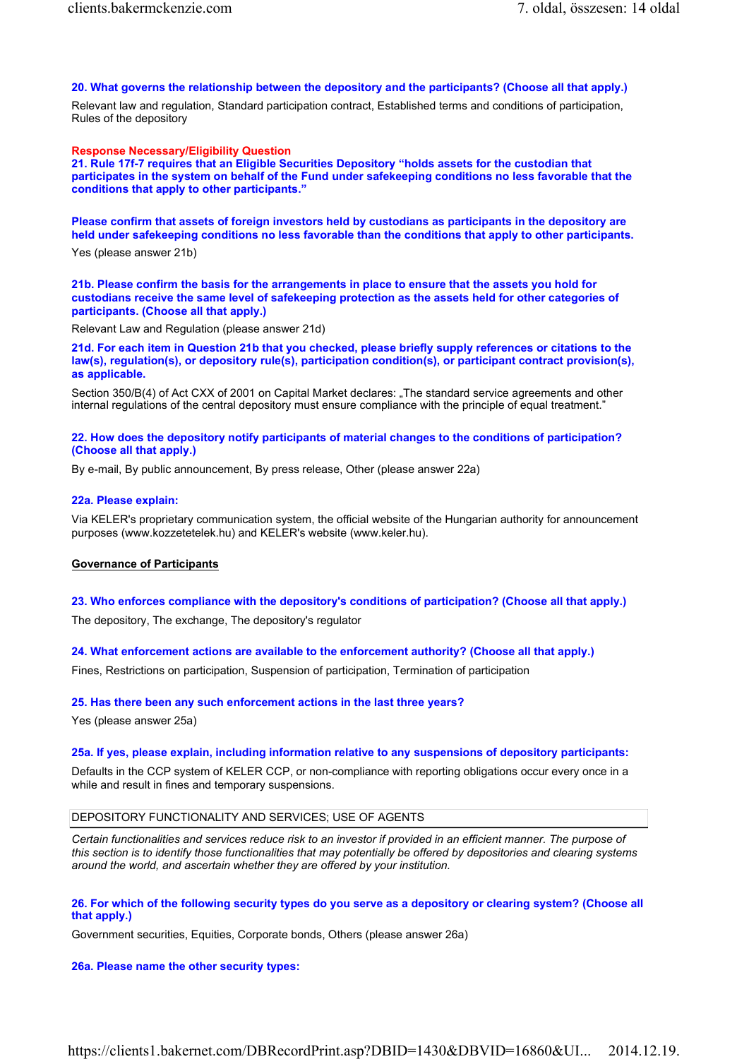**20. What governs the relationship between the depository and the participants? (Choose all that apply.)**

Relevant law and regulation, Standard participation contract, Established terms and conditions of participation, Rules of the depository

**Response Necessary/Eligibility Question**

**21. Rule 17f-7 requires that an Eligible Securities Depository "holds assets for the custodian that participates in the system on behalf of the Fund under safekeeping conditions no less favorable that the conditions that apply to other participants."**

**Please confirm that assets of foreign investors held by custodians as participants in the depository are held under safekeeping conditions no less favorable than the conditions that apply to other participants.**

Yes (please answer 21b)

**21b. Please confirm the basis for the arrangements in place to ensure that the assets you hold for custodians receive the same level of safekeeping protection as the assets held for other categories of participants. (Choose all that apply.)**

Relevant Law and Regulation (please answer 21d)

**21d. For each item in Question 21b that you checked, please briefly supply references or citations to the law(s), regulation(s), or depository rule(s), participation condition(s), or participant contract provision(s), as applicable.**

Section 350/B(4) of Act CXX of 2001 on Capital Market declares: „The standard service agreements and other internal regulations of the central depository must ensure compliance with the principle of equal treatment."

**22. How does the depository notify participants of material changes to the conditions of participation? (Choose all that apply.)**

By e-mail, By public announcement, By press release, Other (please answer 22a)

**22a. Please explain:**

Via KELER's proprietary communication system, the official website of the Hungarian authority for announcement purposes (www.kozzetetelek.hu) and KELER's website (www.keler.hu).

## Governance of Participants

**23. Who enforces compliance with the depository's conditions of participation? (Choose all that apply.)**

The depository, The exchange, The depository's regulator

**24. What enforcement actions are available to the enforcement authority? (Choose all that apply.)**

Fines, Restrictions on participation, Suspension of participation, Termination of participation

**25. Has there been any such enforcement actions in the last three years?**

Yes (please answer 25a)

**25a. If yes, please explain, including information relative to any suspensions of depository participants:**

Defaults in the CCP system of KELER CCP, or non-compliance with reporting obligations occur every once in a while and result in fines and temporary suspensions.

## DEPOSITORY FUNCTIONALITY AND SERVICES; USE OF AGENTS

*Certain functionalities and services reduce risk to an investor if provided in an efficient manner. The purpose of this section is to identify those functionalities that may potentially be offered by depositories and clearing systems around the world, and ascertain whether they are offered by your institution.*

**26. For which of the following security types do you serve as a depository or clearing system? (Choose all that apply.)**

Government securities, Equities, Corporate bonds, Others (please answer 26a)

**26a. Please name the other security types:**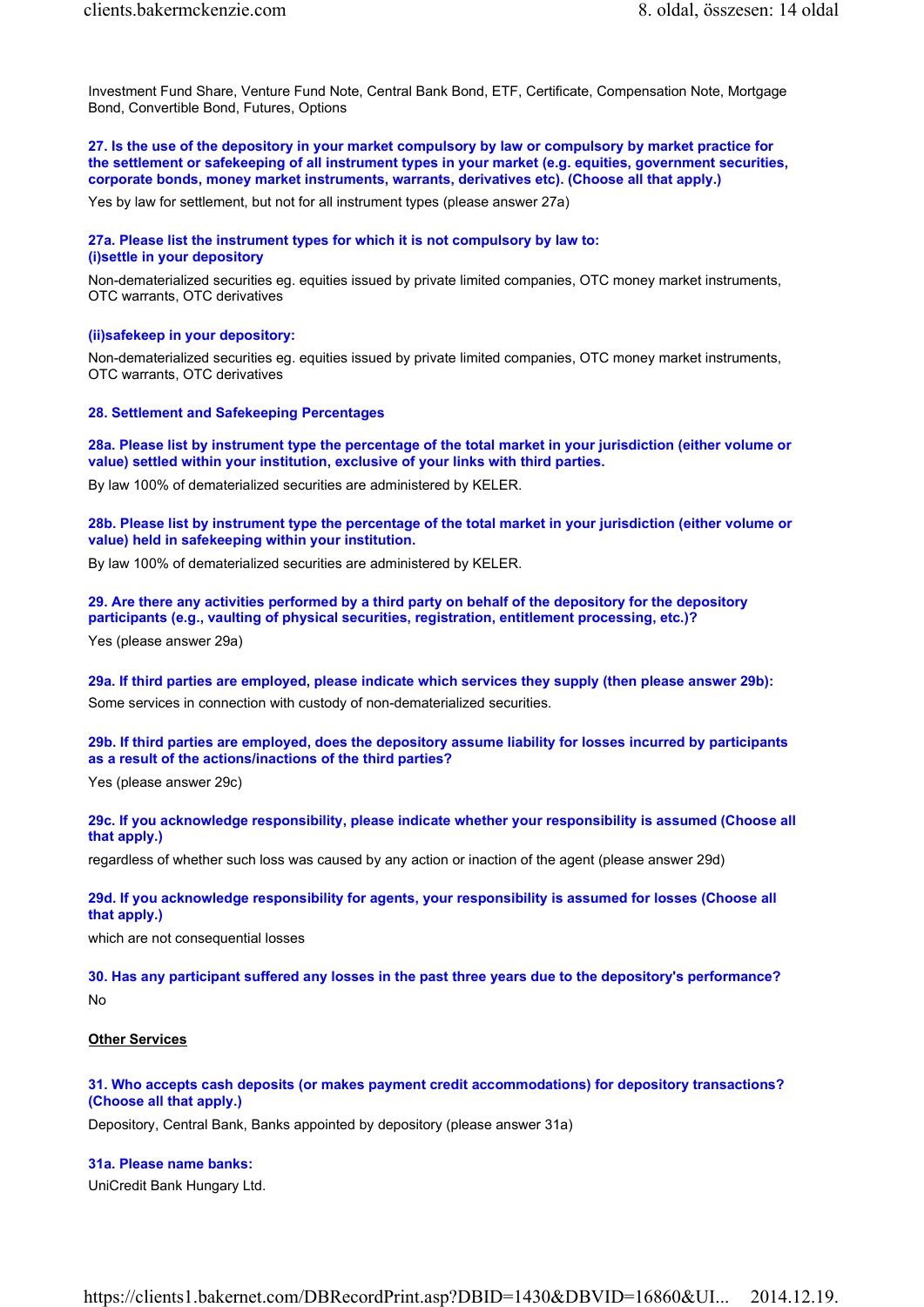Investment Fund Share, Venture Fund Note, Central Bank Bond, ETF, Certificate, Compensation Note, Mortgage Bond, Convertible Bond, Futures, Options

**27. Is the use of the depository in your market compulsory by law or compulsory by market practice for the settlement or safekeeping of all instrument types in your market (e.g. equities, government securities, corporate bonds, money market instruments, warrants, derivatives etc). (Choose all that apply.)**

Yes by law for settlement, but not for all instrument types (please answer 27a)

**27a. Please list the instrument types for which it is not compulsory by law to:**
**(i)settle in your depository**

Non-dematerialized securities eg. equities issued by private limited companies, OTC money market instruments, OTC warrants, OTC derivatives

**(ii)safekeep in your depository:**

Non-dematerialized securities eg. equities issued by private limited companies, OTC money market instruments, OTC warrants, OTC derivatives

**28. Settlement and Safekeeping Percentages**

**28a. Please list by instrument type the percentage of the total market in your jurisdiction (either volume or value) settled within your institution, exclusive of your links with third parties.**

By law 100% of dematerialized securities are administered by KELER.

**28b. Please list by instrument type the percentage of the total market in your jurisdiction (either volume or value) held in safekeeping within your institution.**

By law 100% of dematerialized securities are administered by KELER.

**29. Are there any activities performed by a third party on behalf of the depository for the depository participants (e.g., vaulting of physical securities, registration, entitlement processing, etc.)?**

Yes (please answer 29a)

**29a. If third parties are employed, please indicate which services they supply (then please answer 29b):**

Some services in connection with custody of non-dematerialized securities.

**29b. If third parties are employed, does the depository assume liability for losses incurred by participants as a result of the actions/inactions of the third parties?**

Yes (please answer 29c)

**29c. If you acknowledge responsibility, please indicate whether your responsibility is assumed (Choose all that apply.)**

regardless of whether such loss was caused by any action or inaction of the agent (please answer 29d)

**29d. If you acknowledge responsibility for agents, your responsibility is assumed for losses (Choose all that apply.)**

which are not consequential losses

**30. Has any participant suffered any losses in the past three years due to the depository's performance?**

No

**Other Services**

**31. Who accepts cash deposits (or makes payment credit accommodations) for depository transactions? (Choose all that apply.)**

Depository, Central Bank, Banks appointed by depository (please answer 31a)

**31a. Please name banks:**

UniCredit Bank Hungary Ltd.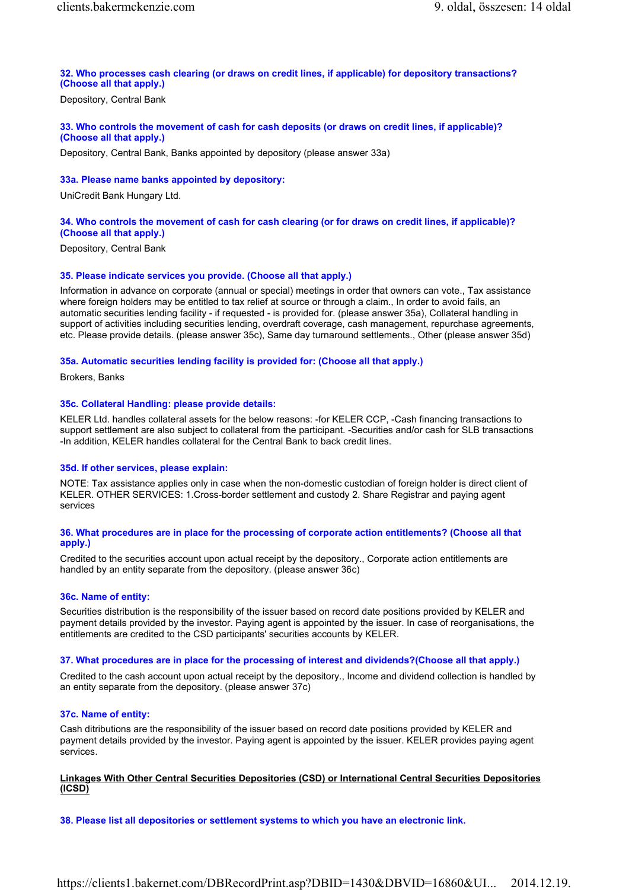**32. Who processes cash clearing (or draws on credit lines, if applicable) for depository transactions? (Choose all that apply.)**

Depository, Central Bank

**33. Who controls the movement of cash for cash deposits (or draws on credit lines, if applicable)? (Choose all that apply.)**

Depository, Central Bank, Banks appointed by depository (please answer 33a)

**33a. Please name banks appointed by depository:**

UniCredit Bank Hungary Ltd.

**34. Who controls the movement of cash for cash clearing (or for draws on credit lines, if applicable)? (Choose all that apply.)**

Depository, Central Bank

**35. Please indicate services you provide. (Choose all that apply.)**

Information in advance on corporate (annual or special) meetings in order that owners can vote., Tax assistance where foreign holders may be entitled to tax relief at source or through a claim., In order to avoid fails, an automatic securities lending facility - if requested - is provided for. (please answer 35a), Collateral handling in support of activities including securities lending, overdraft coverage, cash management, repurchase agreements, etc. Please provide details. (please answer 35c), Same day turnaround settlements., Other (please answer 35d)

**35a. Automatic securities lending facility is provided for: (Choose all that apply.)**

Brokers, Banks

**35c. Collateral Handling: please provide details:**

KELER Ltd. handles collateral assets for the below reasons: -for KELER CCP, -Cash financing transactions to support settlement are also subject to collateral from the participant. -Securities and/or cash for SLB transactions -In addition, KELER handles collateral for the Central Bank to back credit lines.

**35d. If other services, please explain:**

NOTE: Tax assistance applies only in case when the non-domestic custodian of foreign holder is direct client of KELER. OTHER SERVICES: 1.Cross-border settlement and custody 2. Share Registrar and paying agent services

**36. What procedures are in place for the processing of corporate action entitlements? (Choose all that apply.)**

Credited to the securities account upon actual receipt by the depository., Corporate action entitlements are handled by an entity separate from the depository. (please answer 36c)

**36c. Name of entity:**

Securities distribution is the responsibility of the issuer based on record date positions provided by KELER and payment details provided by the investor. Paying agent is appointed by the issuer. In case of reorganisations, the entitlements are credited to the CSD participants' securities accounts by KELER.

**37. What procedures are in place for the processing of interest and dividends?(Choose all that apply.)**

Credited to the cash account upon actual receipt by the depository., Income and dividend collection is handled by an entity separate from the depository. (please answer 37c)

**37c. Name of entity:**

Cash ditributions are the responsibility of the issuer based on record date positions provided by KELER and payment details provided by the investor. Paying agent is appointed by the issuer. KELER provides paying agent services.

## Linkages With Other Central Securities Depositories (CSD) or International Central Securities Depositories (ICSD)

**38. Please list all depositories or settlement systems to which you have an electronic link.**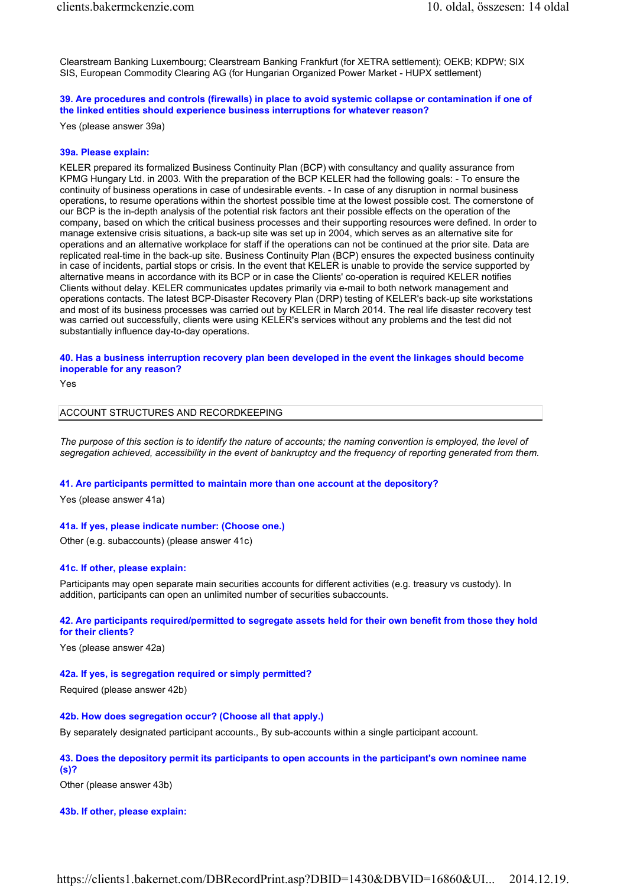Clearstream Banking Luxembourg; Clearstream Banking Frankfurt (for XETRA settlement); OEKB; KDPW; SIX SIS, European Commodity Clearing AG (for Hungarian Organized Power Market - HUPX settlement)

### 39. Are procedures and controls (firewalls) in place to avoid systemic collapse or contamination if one of the linked entities should experience business interruptions for whatever reason?

Yes (please answer 39a)

### 39a. Please explain:

KELER prepared its formalized Business Continuity Plan (BCP) with consultancy and quality assurance from KPMG Hungary Ltd. in 2003. With the preparation of the BCP KELER had the following goals: - To ensure the continuity of business operations in case of undesirable events. - In case of any disruption in normal business operations, to resume operations within the shortest possible time at the lowest possible cost. The cornerstone of our BCP is the in-depth analysis of the potential risk factors ant their possible effects on the operation of the company, based on which the critical business processes and their supporting resources were defined. In order to manage extensive crisis situations, a back-up site was set up in 2004, which serves as an alternative site for operations and an alternative workplace for staff if the operations can not be continued at the prior site. Data are replicated real-time in the back-up site. Business Continuity Plan (BCP) ensures the expected business continuity in case of incidents, partial stops or crisis. In the event that KELER is unable to provide the service supported by alternative means in accordance with its BCP or in case the Clients' co-operation is required KELER notifies Clients without delay. KELER communicates updates primarily via e-mail to both network management and operations contacts. The latest BCP-Disaster Recovery Plan (DRP) testing of KELER's back-up site workstations and most of its business processes was carried out by KELER in March 2014. The real life disaster recovery test was carried out successfully, clients were using KELER's services without any problems and the test did not substantially influence day-to-day operations.

### 40. Has a business interruption recovery plan been developed in the event the linkages should become inoperable for any reason?

Yes

## ACCOUNT STRUCTURES AND RECORDKEEPING

*The purpose of this section is to identify the nature of accounts; the naming convention is employed, the level of segregation achieved, accessibility in the event of bankruptcy and the frequency of reporting generated from them.*

### 41. Are participants permitted to maintain more than one account at the depository?

Yes (please answer 41a)

### 41a. If yes, please indicate number: (Choose one.)

Other (e.g. subaccounts) (please answer 41c)

### 41c. If other, please explain:

Participants may open separate main securities accounts for different activities (e.g. treasury vs custody). In addition, participants can open an unlimited number of securities subaccounts.

### 42. Are participants required/permitted to segregate assets held for their own benefit from those they hold for their clients?

Yes (please answer 42a)

### 42a. If yes, is segregation required or simply permitted?

Required (please answer 42b)

### 42b. How does segregation occur? (Choose all that apply.)

By separately designated participant accounts., By sub-accounts within a single participant account.

### 43. Does the depository permit its participants to open accounts in the participant's own nominee name (s)?

Other (please answer 43b)

### 43b. If other, please explain: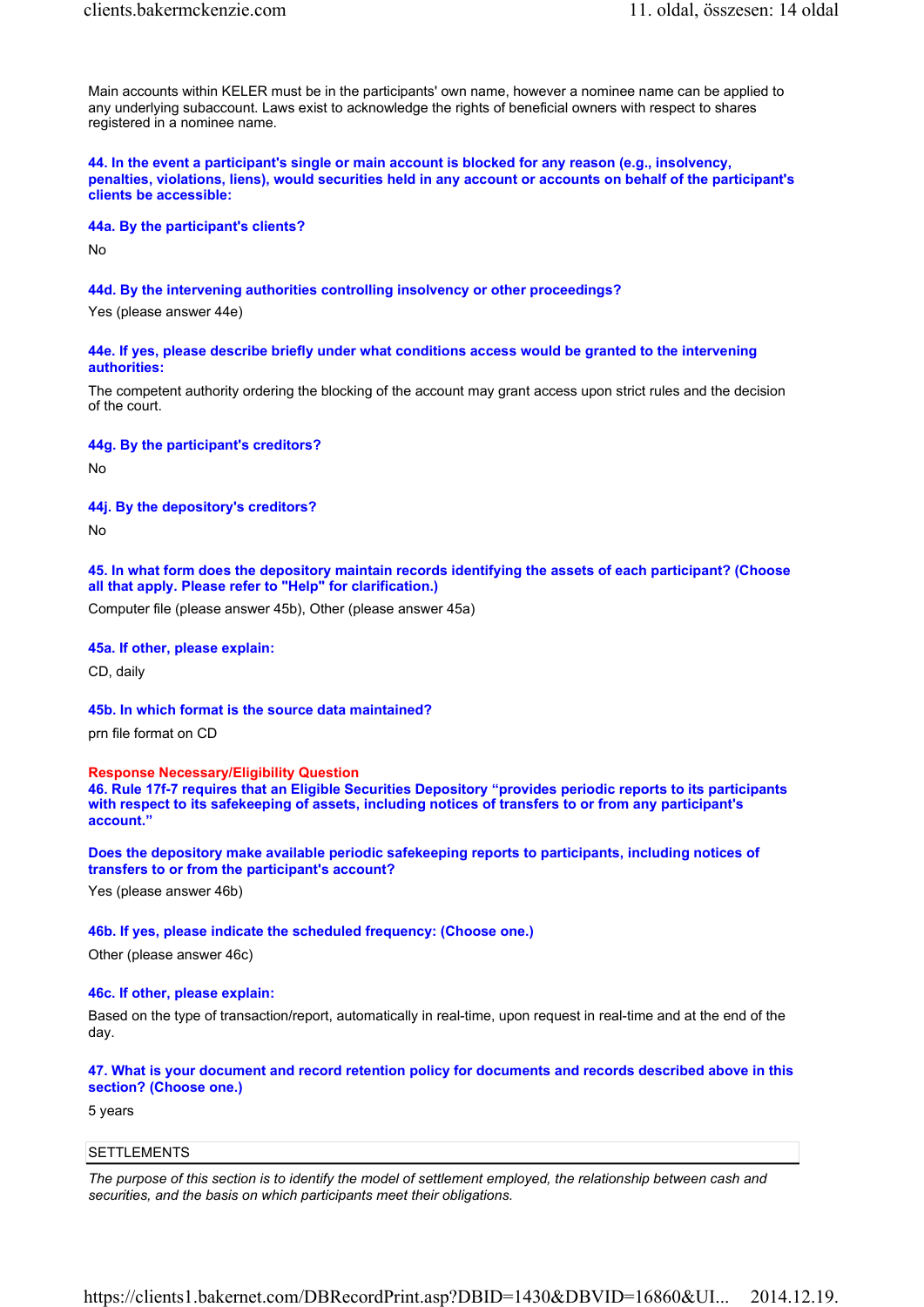Main accounts within KELER must be in the participants' own name, however a nominee name can be applied to any underlying subaccount. Laws exist to acknowledge the rights of beneficial owners with respect to shares registered in a nominee name.

**44. In the event a participant's single or main account is blocked for any reason (e.g., insolvency, penalties, violations, liens), would securities held in any account or accounts on behalf of the participant's clients be accessible:**

**44a. By the participant's clients?**

No

**44d. By the intervening authorities controlling insolvency or other proceedings?**

Yes (please answer 44e)

**44e. If yes, please describe briefly under what conditions access would be granted to the intervening authorities:**

The competent authority ordering the blocking of the account may grant access upon strict rules and the decision of the court.

**44g. By the participant's creditors?**

No

**44j. By the depository's creditors?**

No

**45. In what form does the depository maintain records identifying the assets of each participant? (Choose all that apply. Please refer to "Help" for clarification.)**

Computer file (please answer 45b), Other (please answer 45a)

**45a. If other, please explain:**

CD, daily

**45b. In which format is the source data maintained?**

prn file format on CD

**Response Necessary/Eligibility Question**

**46. Rule 17f-7 requires that an Eligible Securities Depository "provides periodic reports to its participants with respect to its safekeeping of assets, including notices of transfers to or from any participant's account."**

**Does the depository make available periodic safekeeping reports to participants, including notices of transfers to or from the participant's account?**

Yes (please answer 46b)

**46b. If yes, please indicate the scheduled frequency: (Choose one.)**

Other (please answer 46c)

**46c. If other, please explain:**

Based on the type of transaction/report, automatically in real-time, upon request in real-time and at the end of the day.

**47. What is your document and record retention policy for documents and records described above in this section? (Choose one.)**

5 years

## SETTLEMENTS

*The purpose of this section is to identify the model of settlement employed, the relationship between cash and securities, and the basis on which participants meet their obligations.*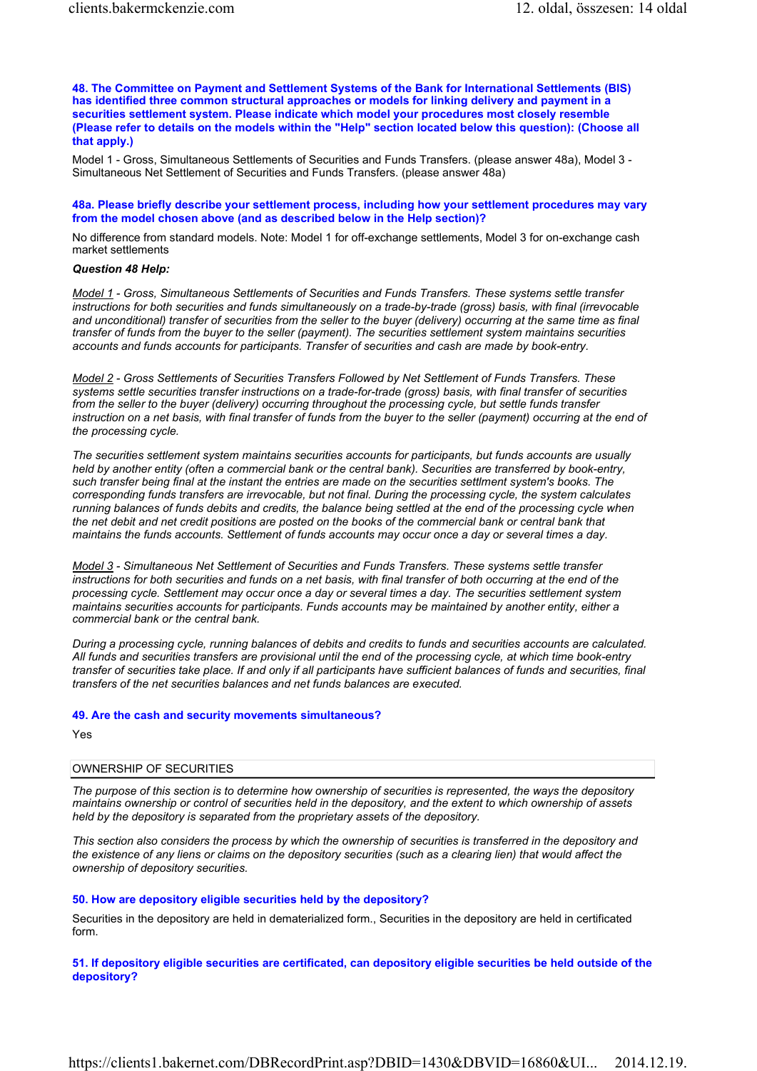**48. The Committee on Payment and Settlement Systems of the Bank for International Settlements (BIS) has identified three common structural approaches or models for linking delivery and payment in a securities settlement system. Please indicate which model your procedures most closely resemble (Please refer to details on the models within the "Help" section located below this question): (Choose all that apply.)**

Model 1 - Gross, Simultaneous Settlements of Securities and Funds Transfers. (please answer 48a), Model 3 - Simultaneous Net Settlement of Securities and Funds Transfers. (please answer 48a)

**48a. Please briefly describe your settlement process, including how your settlement procedures may vary from the model chosen above (and as described below in the Help section)?**

No difference from standard models. Note: Model 1 for off-exchange settlements, Model 3 for on-exchange cash market settlements

***Question 48 Help:***

*Model 1 - Gross, Simultaneous Settlements of Securities and Funds Transfers. These systems settle transfer instructions for both securities and funds simultaneously on a trade-by-trade (gross) basis, with final (irrevocable and unconditional) transfer of securities from the seller to the buyer (delivery) occurring at the same time as final transfer of funds from the buyer to the seller (payment). The securities settlement system maintains securities accounts and funds accounts for participants. Transfer of securities and cash are made by book-entry.*

*Model 2 - Gross Settlements of Securities Transfers Followed by Net Settlement of Funds Transfers. These systems settle securities transfer instructions on a trade-for-trade (gross) basis, with final transfer of securities from the seller to the buyer (delivery) occurring throughout the processing cycle, but settle funds transfer instruction on a net basis, with final transfer of funds from the buyer to the seller (payment) occurring at the end of the processing cycle.*

*The securities settlement system maintains securities accounts for participants, but funds accounts are usually held by another entity (often a commercial bank or the central bank). Securities are transferred by book-entry, such transfer being final at the instant the entries are made on the securities settlment system's books. The corresponding funds transfers are irrevocable, but not final. During the processing cycle, the system calculates running balances of funds debits and credits, the balance being settled at the end of the processing cycle when the net debit and net credit positions are posted on the books of the commercial bank or central bank that maintains the funds accounts. Settlement of funds accounts may occur once a day or several times a day.*

*Model 3 - Simultaneous Net Settlement of Securities and Funds Transfers. These systems settle transfer instructions for both securities and funds on a net basis, with final transfer of both occurring at the end of the processing cycle. Settlement may occur once a day or several times a day. The securities settlement system maintains securities accounts for participants. Funds accounts may be maintained by another entity, either a commercial bank or the central bank.*

*During a processing cycle, running balances of debits and credits to funds and securities accounts are calculated. All funds and securities transfers are provisional until the end of the processing cycle, at which time book-entry transfer of securities take place. If and only if all participants have sufficient balances of funds and securities, final transfers of the net securities balances and net funds balances are executed.*

**49. Are the cash and security movements simultaneous?**

Yes

## OWNERSHIP OF SECURITIES

*The purpose of this section is to determine how ownership of securities is represented, the ways the depository maintains ownership or control of securities held in the depository, and the extent to which ownership of assets held by the depository is separated from the proprietary assets of the depository.*

*This section also considers the process by which the ownership of securities is transferred in the depository and the existence of any liens or claims on the depository securities (such as a clearing lien) that would affect the ownership of depository securities.*

**50. How are depository eligible securities held by the depository?**

Securities in the depository are held in dematerialized form., Securities in the depository are held in certificated form.

**51. If depository eligible securities are certificated, can depository eligible securities be held outside of the depository?**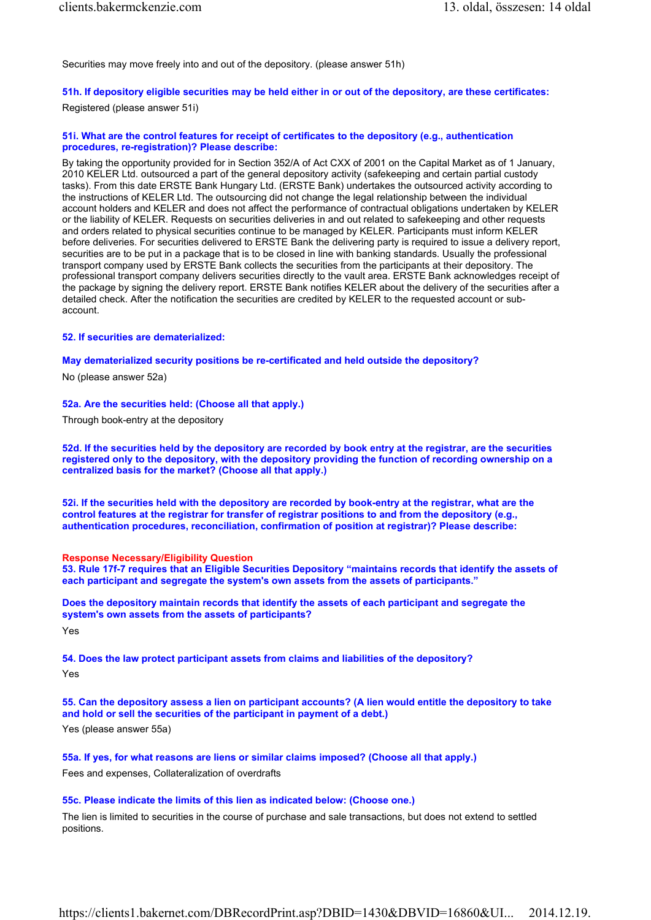Securities may move freely into and out of the depository. (please answer 51h)

**51h. If depository eligible securities may be held either in or out of the depository, are these certificates:**

Registered (please answer 51i)

**51i. What are the control features for receipt of certificates to the depository (e.g., authentication procedures, re-registration)? Please describe:**

By taking the opportunity provided for in Section 352/A of Act CXX of 2001 on the Capital Market as of 1 January, 2010 KELER Ltd. outsourced a part of the general depository activity (safekeeping and certain partial custody tasks). From this date ERSTE Bank Hungary Ltd. (ERSTE Bank) undertakes the outsourced activity according to the instructions of KELER Ltd. The outsourcing did not change the legal relationship between the individual account holders and KELER and does not affect the performance of contractual obligations undertaken by KELER or the liability of KELER. Requests on securities deliveries in and out related to safekeeping and other requests and orders related to physical securities continue to be managed by KELER. Participants must inform KELER before deliveries. For securities delivered to ERSTE Bank the delivering party is required to issue a delivery report, securities are to be put in a package that is to be closed in line with banking standards. Usually the professional transport company used by ERSTE Bank collects the securities from the participants at their depository. The professional transport company delivers securities directly to the vault area. ERSTE Bank acknowledges receipt of the package by signing the delivery report. ERSTE Bank notifies KELER about the delivery of the securities after a detailed check. After the notification the securities are credited by KELER to the requested account or sub-account.

**52. If securities are dematerialized:**

**May dematerialized security positions be re-certificated and held outside the depository?**

No (please answer 52a)

**52a. Are the securities held: (Choose all that apply.)**

Through book-entry at the depository

**52d. If the securities held by the depository are recorded by book entry at the registrar, are the securities registered only to the depository, with the depository providing the function of recording ownership on a centralized basis for the market? (Choose all that apply.)**

**52i. If the securities held with the depository are recorded by book-entry at the registrar, what are the control features at the registrar for transfer of registrar positions to and from the depository (e.g., authentication procedures, reconciliation, confirmation of position at registrar)? Please describe:**

**Response Necessary/Eligibility Question**

**53. Rule 17f-7 requires that an Eligible Securities Depository "maintains records that identify the assets of each participant and segregate the system's own assets from the assets of participants."**

**Does the depository maintain records that identify the assets of each participant and segregate the system's own assets from the assets of participants?**

Yes

**54. Does the law protect participant assets from claims and liabilities of the depository?**

Yes

**55. Can the depository assess a lien on participant accounts? (A lien would entitle the depository to take and hold or sell the securities of the participant in payment of a debt.)**

Yes (please answer 55a)

**55a. If yes, for what reasons are liens or similar claims imposed? (Choose all that apply.)**

Fees and expenses, Collateralization of overdrafts

**55c. Please indicate the limits of this lien as indicated below: (Choose one.)**

The lien is limited to securities in the course of purchase and sale transactions, but does not extend to settled positions.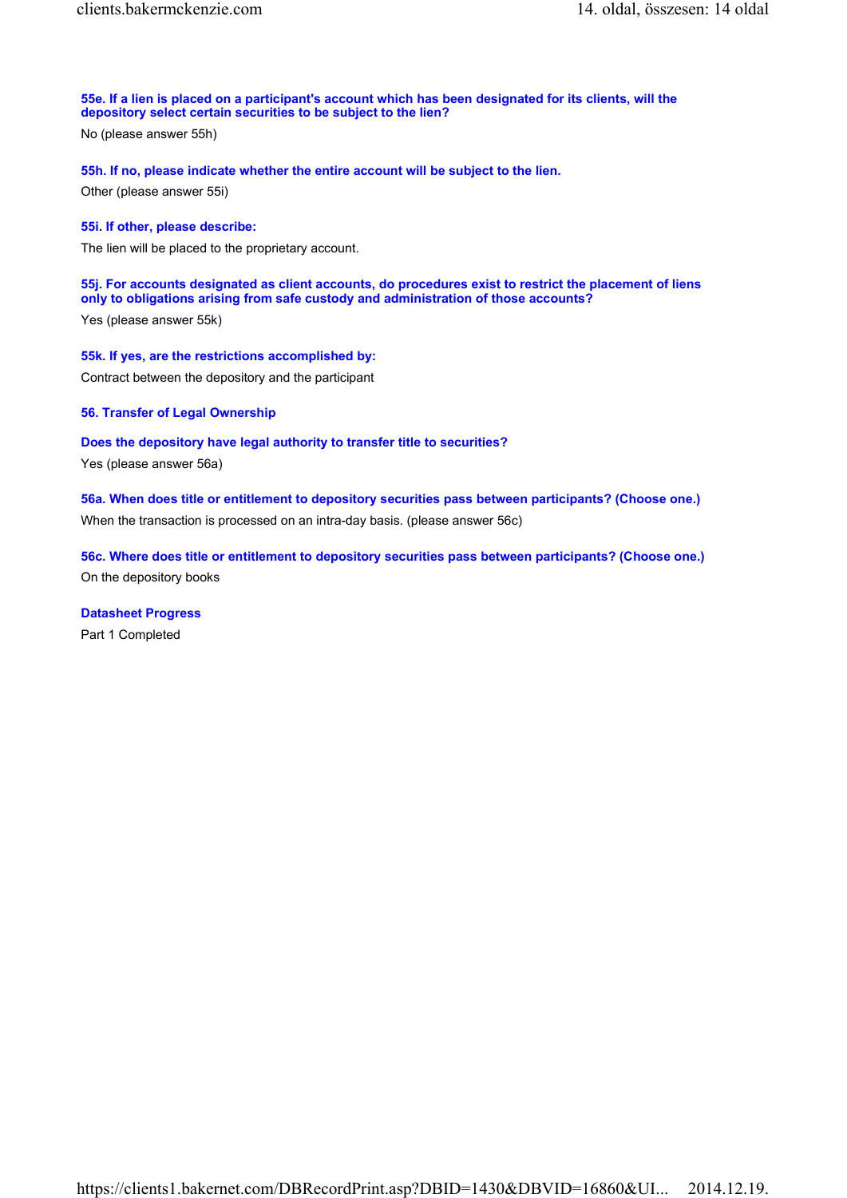**55e. If a lien is placed on a participant's account which has been designated for its clients, will the depository select certain securities to be subject to the lien?**

No (please answer 55h)

**55h. If no, please indicate whether the entire account will be subject to the lien.**

Other (please answer 55i)

**55i. If other, please describe:**

The lien will be placed to the proprietary account.

**55j. For accounts designated as client accounts, do procedures exist to restrict the placement of liens only to obligations arising from safe custody and administration of those accounts?**

Yes (please answer 55k)

**55k. If yes, are the restrictions accomplished by:**

Contract between the depository and the participant

**56. Transfer of Legal Ownership**

**Does the depository have legal authority to transfer title to securities?**

Yes (please answer 56a)

**56a. When does title or entitlement to depository securities pass between participants? (Choose one.)**

When the transaction is processed on an intra-day basis. (please answer 56c)

**56c. Where does title or entitlement to depository securities pass between participants? (Choose one.)**

On the depository books

**Datasheet Progress**

Part 1 Completed